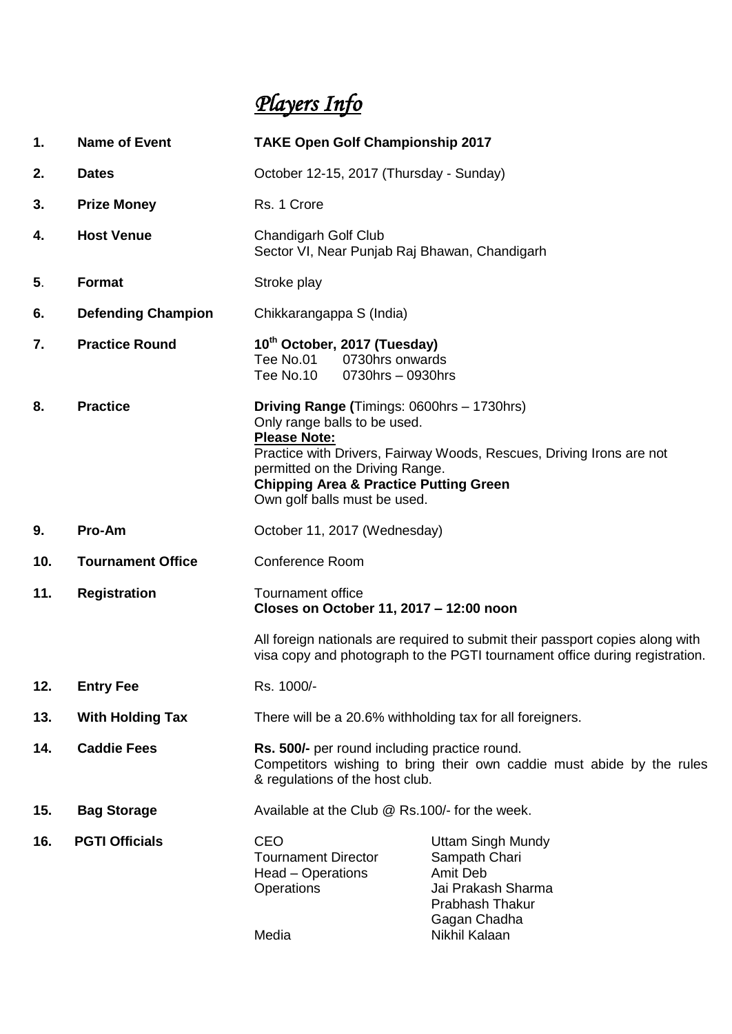# *Players Info*

| | | |
|---|---|---|
| **1.** | **Name of Event** | **TAKE Open Golf Championship 2017** |
| **2.** | **Dates** | October 12-15, 2017 (Thursday - Sunday) |
| **3.** | **Prize Money** | Rs. 1 Crore |
| **4.** | **Host Venue** | Chandigarh Golf Club<br>Sector VI, Near Punjab Raj Bhawan, Chandigarh |
| **5**. | **Format** | Stroke play |
| **6.** | **Defending Champion** | Chikkarangappa S (India) |
| **7.** | **Practice Round** | **10th October, 2017 (Tuesday)**<br>Tee No.01 0730hrs onwards<br>Tee No.10 0730hrs – 0930hrs |
| **8.** | **Practice** | **Driving Range (**Timings: 0600hrs – 1730hrs)<br>Only range balls to be used.<br>**Please Note:**<br>Practice with Drivers, Fairway Woods, Rescues, Driving Irons are not permitted on the Driving Range.<br>**Chipping Area & Practice Putting Green**<br>Own golf balls must be used. |
| **9.** | **Pro-Am** | October 11, 2017 (Wednesday) |
| **10.** | **Tournament Office** | Conference Room |
| **11.** | **Registration** | Tournament office<br>**Closes on October 11, 2017 – 12:00 noon**<br><br>All foreign nationals are required to submit their passport copies along with visa copy and photograph to the PGTI tournament office during registration. |
| **12.** | **Entry Fee** | Rs. 1000/- |
| **13.** | **With Holding Tax** | There will be a 20.6% withholding tax for all foreigners. |
| **14.** | **Caddie Fees** | **Rs. 500/-** per round including practice round.<br>Competitors wishing to bring their own caddie must abide by the rules & regulations of the host club. |
| **15.** | **Bag Storage** | Available at the Club @ Rs.100/- for the week. |
| **16.** | **PGTI Officials** | CEO – Uttam Singh Mundy<br>Tournament Director – Sampath Chari<br>Head – Operations – Amit Deb<br>Operations – Jai Prakash Sharma, Prabhash Thakur, Gagan Chadha<br>Media – Nikhil Kalaan |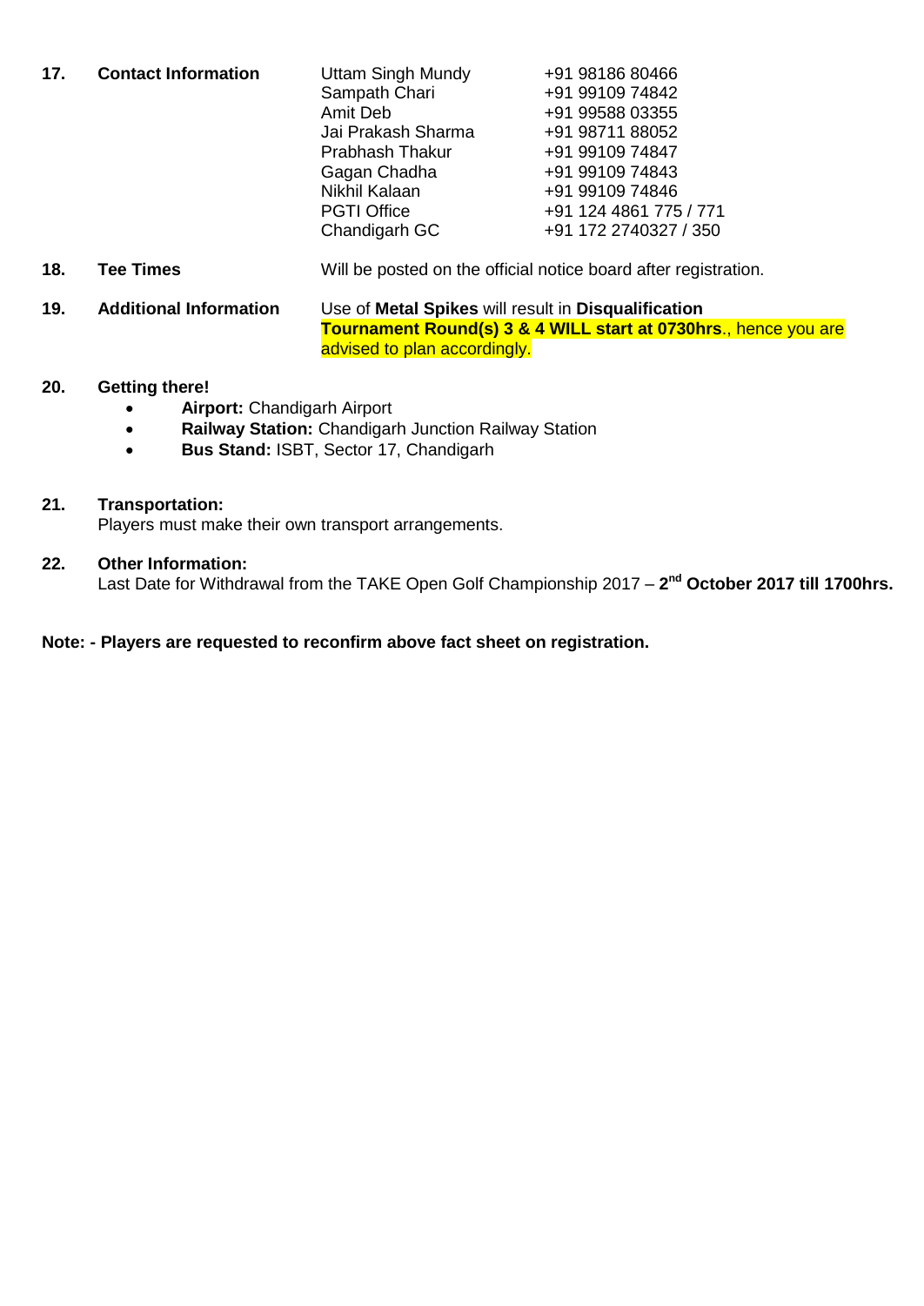**17. Contact Information**

| Name | Phone |
|---|---|
| Uttam Singh Mundy | +91 98186 80466 |
| Sampath Chari | +91 99109 74842 |
| Amit Deb | +91 99588 03355 |
| Jai Prakash Sharma | +91 98711 88052 |
| Prabhash Thakur | +91 99109 74847 |
| Gagan Chadha | +91 99109 74843 |
| Nikhil Kalaan | +91 99109 74846 |
| PGTI Office | +91 124 4861 775 / 771 |
| Chandigarh GC | +91 172 2740327 / 350 |

**18. Tee Times** Will be posted on the official notice board after registration.

**19. Additional Information** Use of **Metal Spikes** will result in **Disqualification**
**Tournament Round(s) 3 & 4 WILL start at 0730hrs**., hence you are advised to plan accordingly.

**20. Getting there!**

- **Airport:** Chandigarh Airport
- **Railway Station:** Chandigarh Junction Railway Station
- **Bus Stand:** ISBT, Sector 17, Chandigarh

**21. Transportation:**
Players must make their own transport arrangements.

**22. Other Information:**
Last Date for Withdrawal from the TAKE Open Golf Championship 2017 – **2nd October 2017 till 1700hrs.**

**Note: - Players are requested to reconfirm above fact sheet on registration.**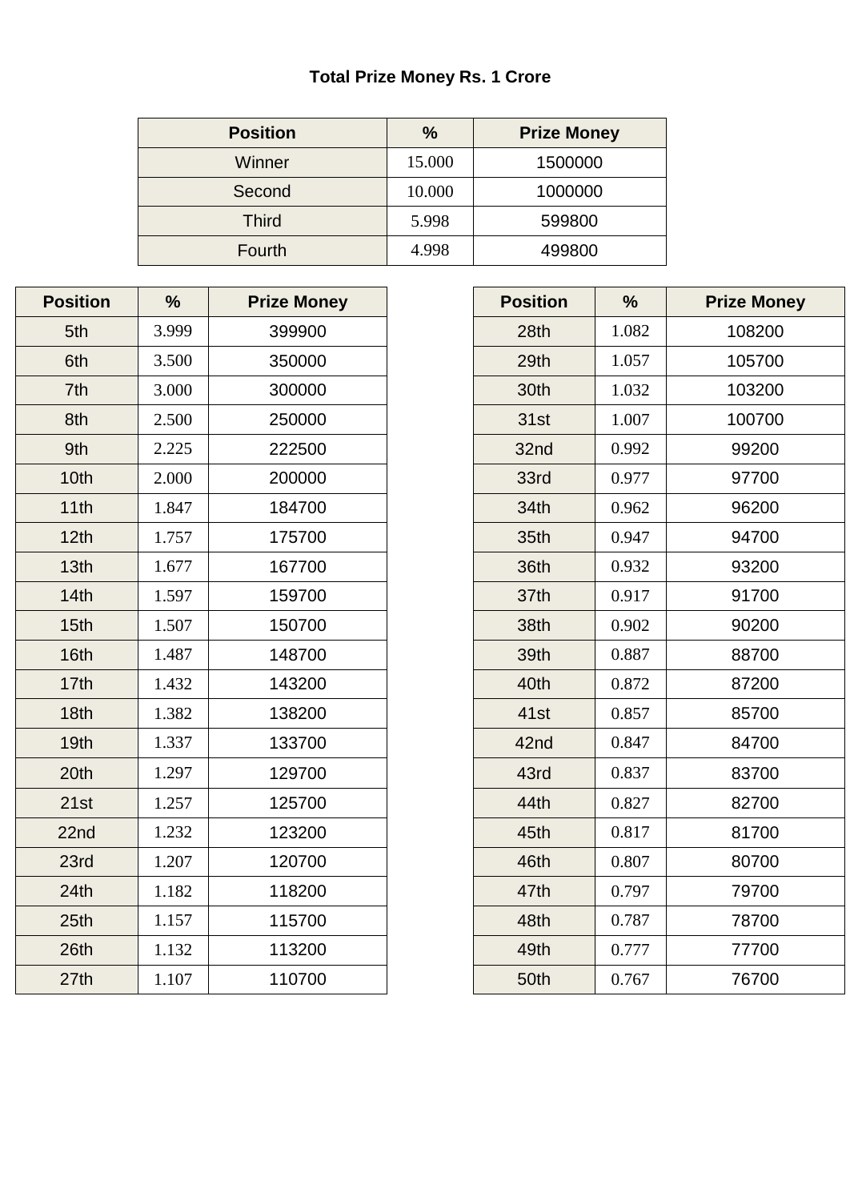**Total Prize Money Rs. 1 Crore**

| Position | % | Prize Money |
|---|---|---|
| Winner | 15.000 | 1500000 |
| Second | 10.000 | 1000000 |
| Third | 5.998 | 599800 |
| Fourth | 4.998 | 499800 |

| Position | % | Prize Money |
|---|---|---|
| 5th | 3.999 | 399900 |
| 6th | 3.500 | 350000 |
| 7th | 3.000 | 300000 |
| 8th | 2.500 | 250000 |
| 9th | 2.225 | 222500 |
| 10th | 2.000 | 200000 |
| 11th | 1.847 | 184700 |
| 12th | 1.757 | 175700 |
| 13th | 1.677 | 167700 |
| 14th | 1.597 | 159700 |
| 15th | 1.507 | 150700 |
| 16th | 1.487 | 148700 |
| 17th | 1.432 | 143200 |
| 18th | 1.382 | 138200 |
| 19th | 1.337 | 133700 |
| 20th | 1.297 | 129700 |
| 21st | 1.257 | 125700 |
| 22nd | 1.232 | 123200 |
| 23rd | 1.207 | 120700 |
| 24th | 1.182 | 118200 |
| 25th | 1.157 | 115700 |
| 26th | 1.132 | 113200 |
| 27th | 1.107 | 110700 |

| Position | % | Prize Money |
|---|---|---|
| 28th | 1.082 | 108200 |
| 29th | 1.057 | 105700 |
| 30th | 1.032 | 103200 |
| 31st | 1.007 | 100700 |
| 32nd | 0.992 | 99200 |
| 33rd | 0.977 | 97700 |
| 34th | 0.962 | 96200 |
| 35th | 0.947 | 94700 |
| 36th | 0.932 | 93200 |
| 37th | 0.917 | 91700 |
| 38th | 0.902 | 90200 |
| 39th | 0.887 | 88700 |
| 40th | 0.872 | 87200 |
| 41st | 0.857 | 85700 |
| 42nd | 0.847 | 84700 |
| 43rd | 0.837 | 83700 |
| 44th | 0.827 | 82700 |
| 45th | 0.817 | 81700 |
| 46th | 0.807 | 80700 |
| 47th | 0.797 | 79700 |
| 48th | 0.787 | 78700 |
| 49th | 0.777 | 77700 |
| 50th | 0.767 | 76700 |